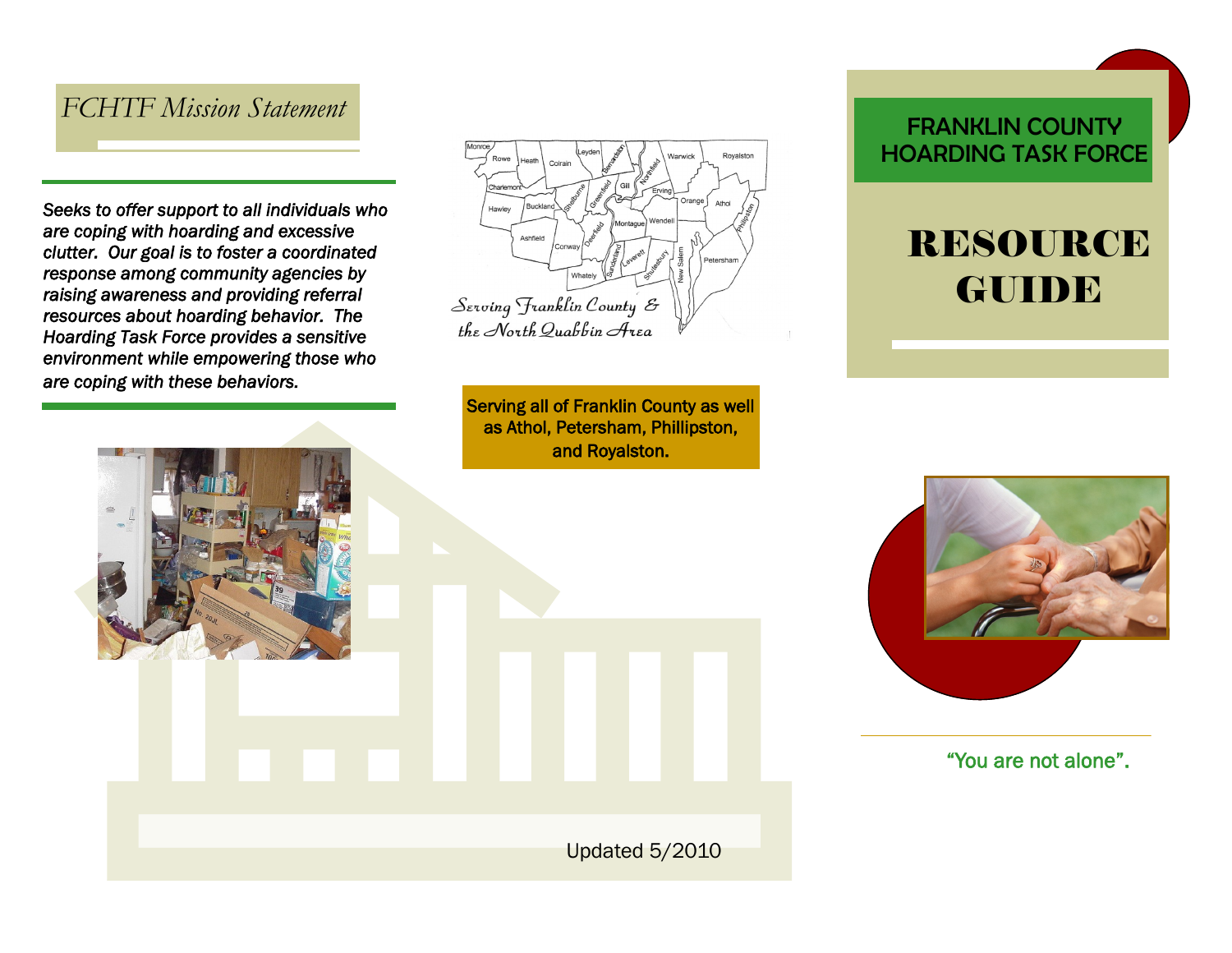# FRANKLIN COUNTY HOARDING TASK FORCE

# RESOURCE GUIDE

"You are not alone".

## FCHTF Mission Statement

*Seeks to offer support to all individuals who are coping with hoarding and excessive clutter. Our goal is to foster a coordinated response among community agencies by raising awareness and providing referral resources about hoarding behavior. The Hoarding Task Force provides a sensitive environment while empowering those who are coping with these behaviors.*

*Serving Franklin County & the North Quabbin Area*

Serving all of Franklin County as well as Athol, Petersham, Phillipston, and Royalston.

Updated 5/2010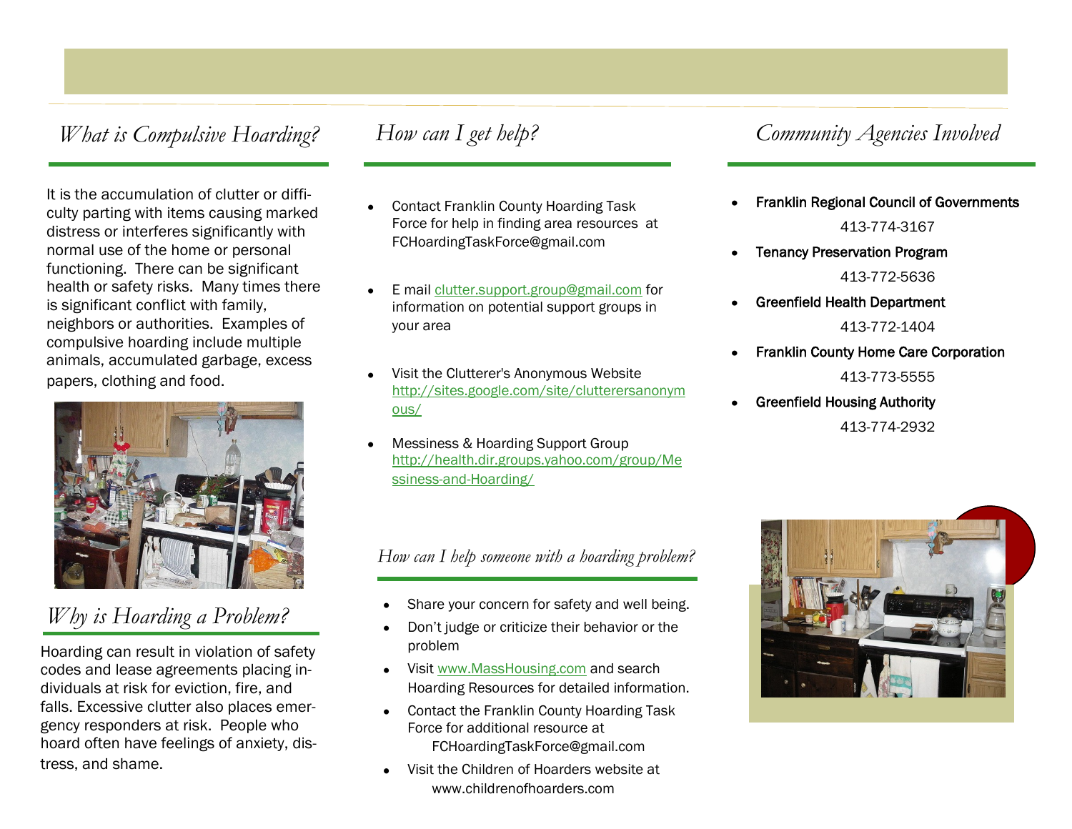## What is Compulsive Hoarding?

It is the accumulation of clutter or difficulty parting with items causing marked distress or interferes significantly with normal use of the home or personal functioning. There can be significant health or safety risks. Many times there is significant conflict with family, neighbors or authorities. Examples of compulsive hoarding include multiple animals, accumulated garbage, excess papers, clothing and food.

## Why is Hoarding a Problem?

Hoarding can result in violation of safety codes and lease agreements placing individuals at risk for eviction, fire, and falls. Excessive clutter also places emergency responders at risk. People who hoard often have feelings of anxiety, distress, and shame.

## How can I get help?

- Contact Franklin County Hoarding Task Force for help in finding area resources at FCHoardingTaskForce@gmail.com
- E mail clutter.support.group@gmail.com for information on potential support groups in your area
- Visit the Clutterer's Anonymous Website http://sites.google.com/site/clutterersanonymous/
- Messiness & Hoarding Support Group http://health.dir.groups.yahoo.com/group/Messiness-and-Hoarding/

### How can I help someone with a hoarding problem?

- Share your concern for safety and well being.
- Don't judge or criticize their behavior or the problem
- Visit www.MassHousing.com and search Hoarding Resources for detailed information.
- Contact the Franklin County Hoarding Task Force for additional resource at FCHoardingTaskForce@gmail.com
- Visit the Children of Hoarders website at www.childrenofhoarders.com

## Community Agencies Involved

- **Franklin Regional Council of Governments**
  413-774-3167
- **Tenancy Preservation Program**
  413-772-5636
- **Greenfield Health Department**
  413-772-1404
- **Franklin County Home Care Corporation**
  413-773-5555
- **Greenfield Housing Authority**
  413-774-2932